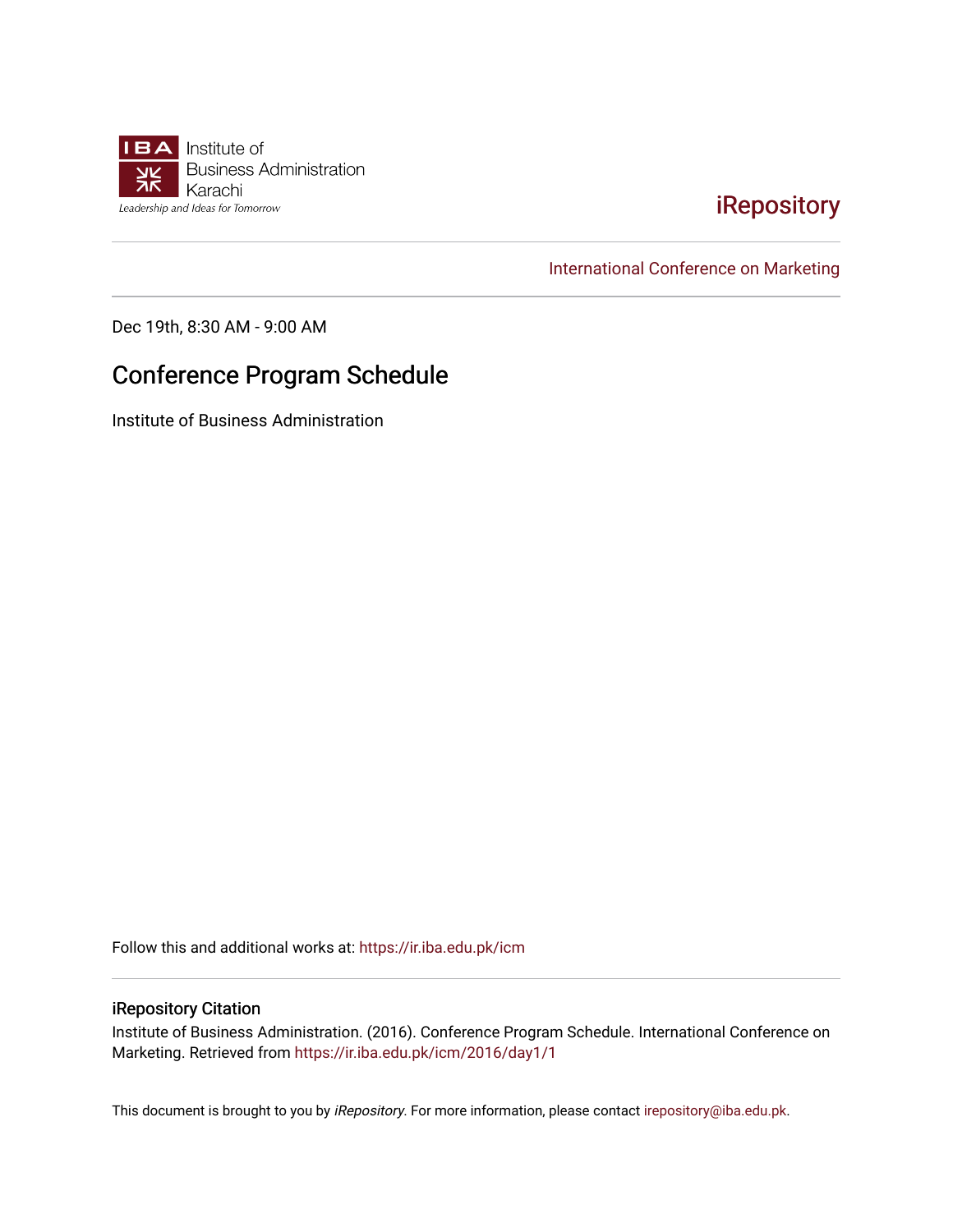Institute of Business Administration Karachi

Leadership and Ideas for Tomorrow

iRepository

International Conference on Marketing

Dec 19th, 8:30 AM - 9:00 AM

# Conference Program Schedule

Institute of Business Administration

Follow this and additional works at: https://ir.iba.edu.pk/icm

## iRepository Citation

Institute of Business Administration. (2016). Conference Program Schedule. International Conference on Marketing. Retrieved from https://ir.iba.edu.pk/icm/2016/day1/1

This document is brought to you by *iRepository*. For more information, please contact irepository@iba.edu.pk.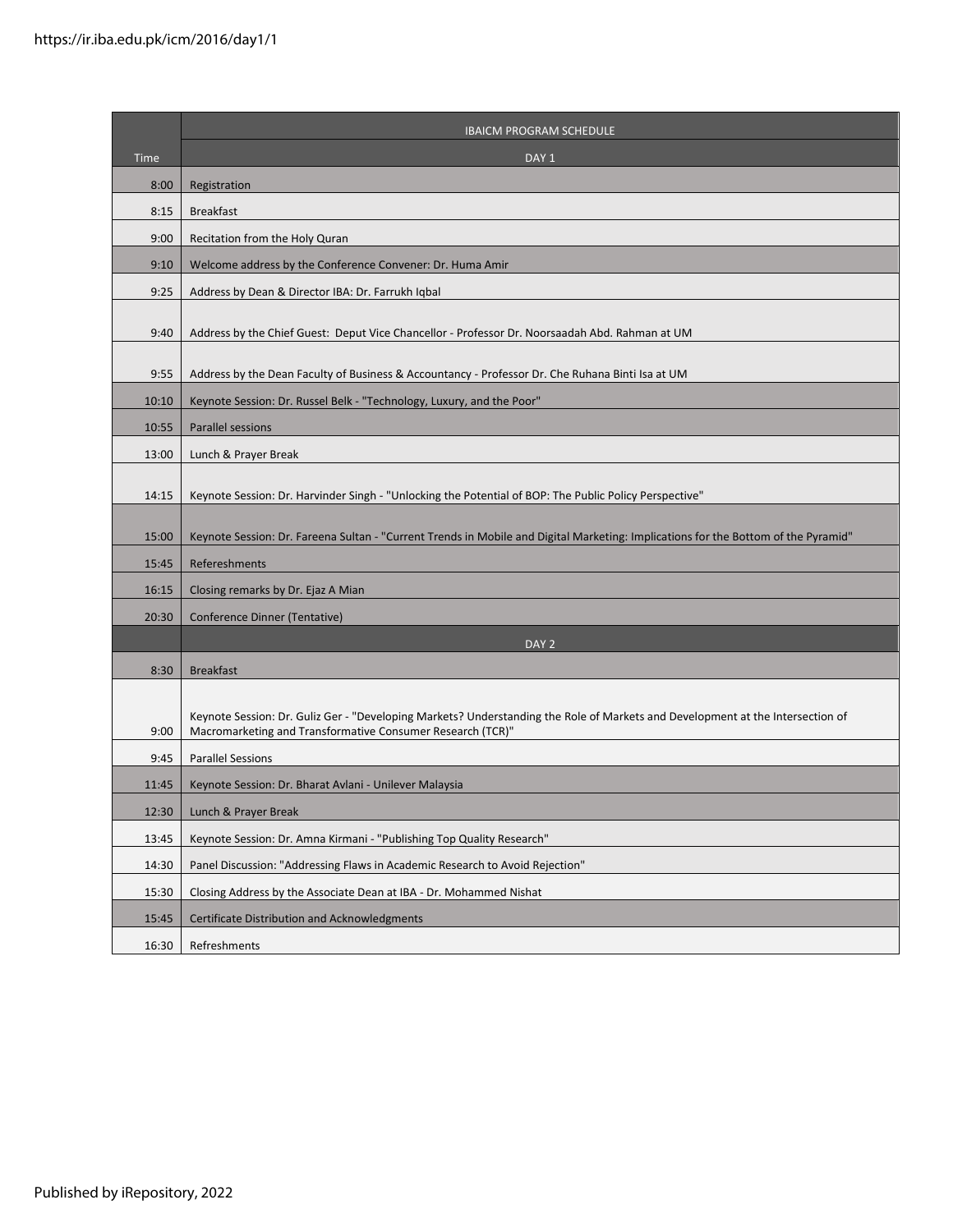| Time | IBAICM PROGRAM SCHEDULE |
| --- | --- |
| | DAY 1 |
| 8:00 | Registration |
| 8:15 | Breakfast |
| 9:00 | Recitation from the Holy Quran |
| 9:10 | Welcome address by the Conference Convener: Dr. Huma Amir |
| 9:25 | Address by Dean & Director IBA: Dr. Farrukh Iqbal |
| 9:40 | Address by the Chief Guest: Deput Vice Chancellor - Professor Dr. Noorsaadah Abd. Rahman at UM |
| 9:55 | Address by the Dean Faculty of Business & Accountancy - Professor Dr. Che Ruhana Binti Isa at UM |
| 10:10 | Keynote Session: Dr. Russel Belk - "Technology, Luxury, and the Poor" |
| 10:55 | Parallel sessions |
| 13:00 | Lunch & Prayer Break |
| 14:15 | Keynote Session: Dr. Harvinder Singh - "Unlocking the Potential of BOP: The Public Policy Perspective" |
| 15:00 | Keynote Session: Dr. Fareena Sultan - "Current Trends in Mobile and Digital Marketing: Implications for the Bottom of the Pyramid" |
| 15:45 | Refereshments |
| 16:15 | Closing remarks by Dr. Ejaz A Mian |
| 20:30 | Conference Dinner (Tentative) |
| | DAY 2 |
| 8:30 | Breakfast |
| 9:00 | Keynote Session: Dr. Guliz Ger - "Developing Markets? Understanding the Role of Markets and Development at the Intersection of Macromarketing and Transformative Consumer Research (TCR)" |
| 9:45 | Parallel Sessions |
| 11:45 | Keynote Session: Dr. Bharat Avlani - Unilever Malaysia |
| 12:30 | Lunch & Prayer Break |
| 13:45 | Keynote Session: Dr. Amna Kirmani - "Publishing Top Quality Research" |
| 14:30 | Panel Discussion: "Addressing Flaws in Academic Research to Avoid Rejection" |
| 15:30 | Closing Address by the Associate Dean at IBA - Dr. Mohammed Nishat |
| 15:45 | Certificate Distribution and Acknowledgments |
| 16:30 | Refreshments |